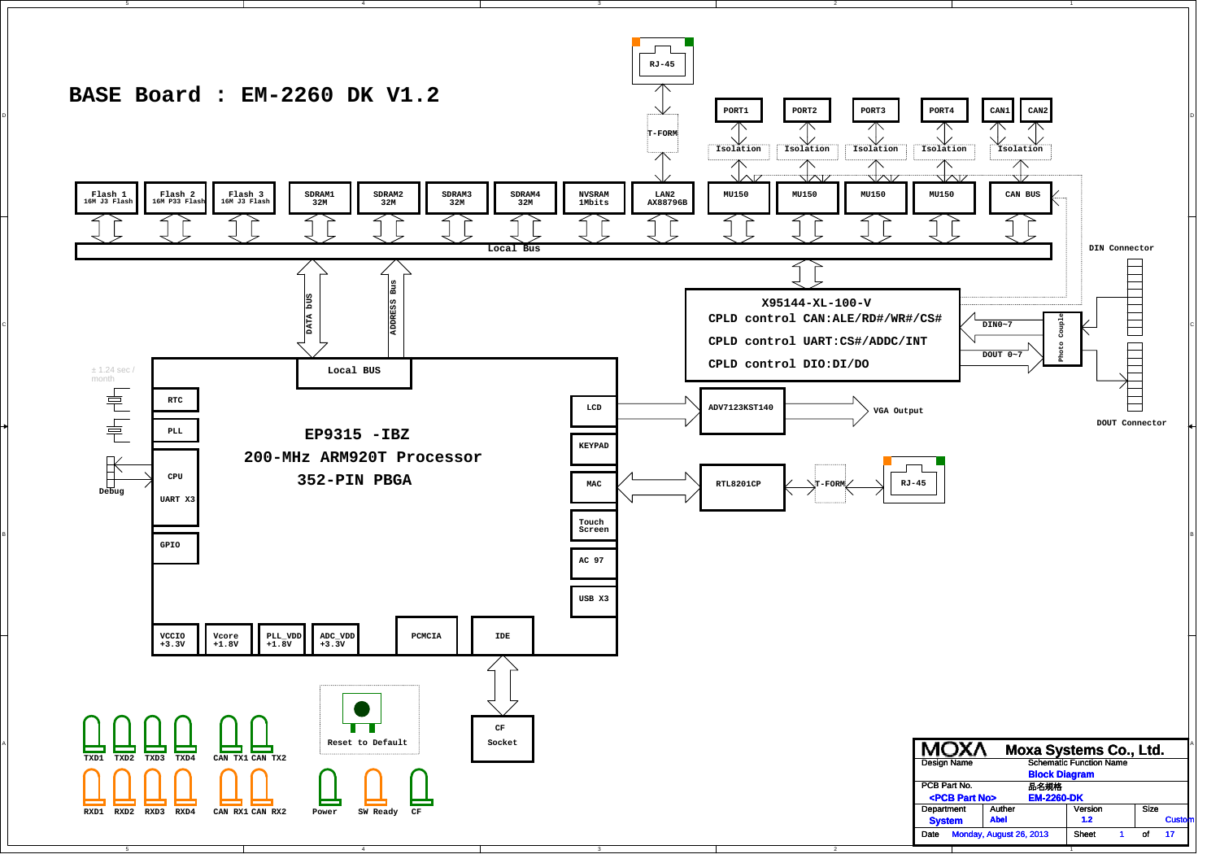# BASE Board : EM-2260 DK V1.2

RJ-45

T-FORM

PORT1 PORT2 PORT3 PORT4 CAN1 CAN2

Isolation Isolation Isolation Isolation Isolation

Flash 1 16M J3 Flash

Flash 2 16M P33 Flash

Flash 3 16M J3 Flash

SDRAM1 32M

SDRAM2 32M

SDRAM3 32M

SDRAM4 32M

NVSRAM 1Mbits

LAN2 AX88796B

MU150 MU150 MU150 MU150

CAN BUS

Local Bus

DIN Connector

DATA bUS

ADDRESS Bus

X95144-XL-100-V

CPLD control CAN:ALE/RD#/WR#/CS#

CPLD control UART:CS#/ADDC/INT

CPLD control DIO:DI/DO

DIN0~7

DOUT 0~7

Photo Couple

± 1.24 sec / month

Local BUS

RTC

PLL

CPU

UART X3

Debug

GPIO

EP9315 -IBZ

200-MHz ARM920T Processor

352-PIN PBGA

LCD

KEYPAD

MAC

Touch Screen

AC 97

USB X3

ADV7123KST140

VGA Output

DOUT Connector

RTL8201CP

T-FORM

RJ-45

VCCIO +3.3V

Vcore +1.8V

PLL_VDD +1.8V

ADC_VDD +3.3V

PCMCIA

IDE

CF Socket

Reset to Default

TXD1 TXD2 TXD3 TXD4 CAN TX1 CAN TX2

RXD1 RXD2 RXD3 RXD4 CAN RX1 CAN RX2

Power SW Ready CF

| MOXA | Moxa Systems Co., Ltd. | | |
|---|---|---|---|
| Design Name | Schematic Function Name<br>Block Diagram | | |
| PCB Part No.<br><PCB Part No> | 品名規格<br>EM-2260-DK | | |
| Department<br>System | Auther<br>Abel | Version<br>1.2 | Size<br>Custom |
| Date Monday, August 26, 2013 | | Sheet 1 | of 17 |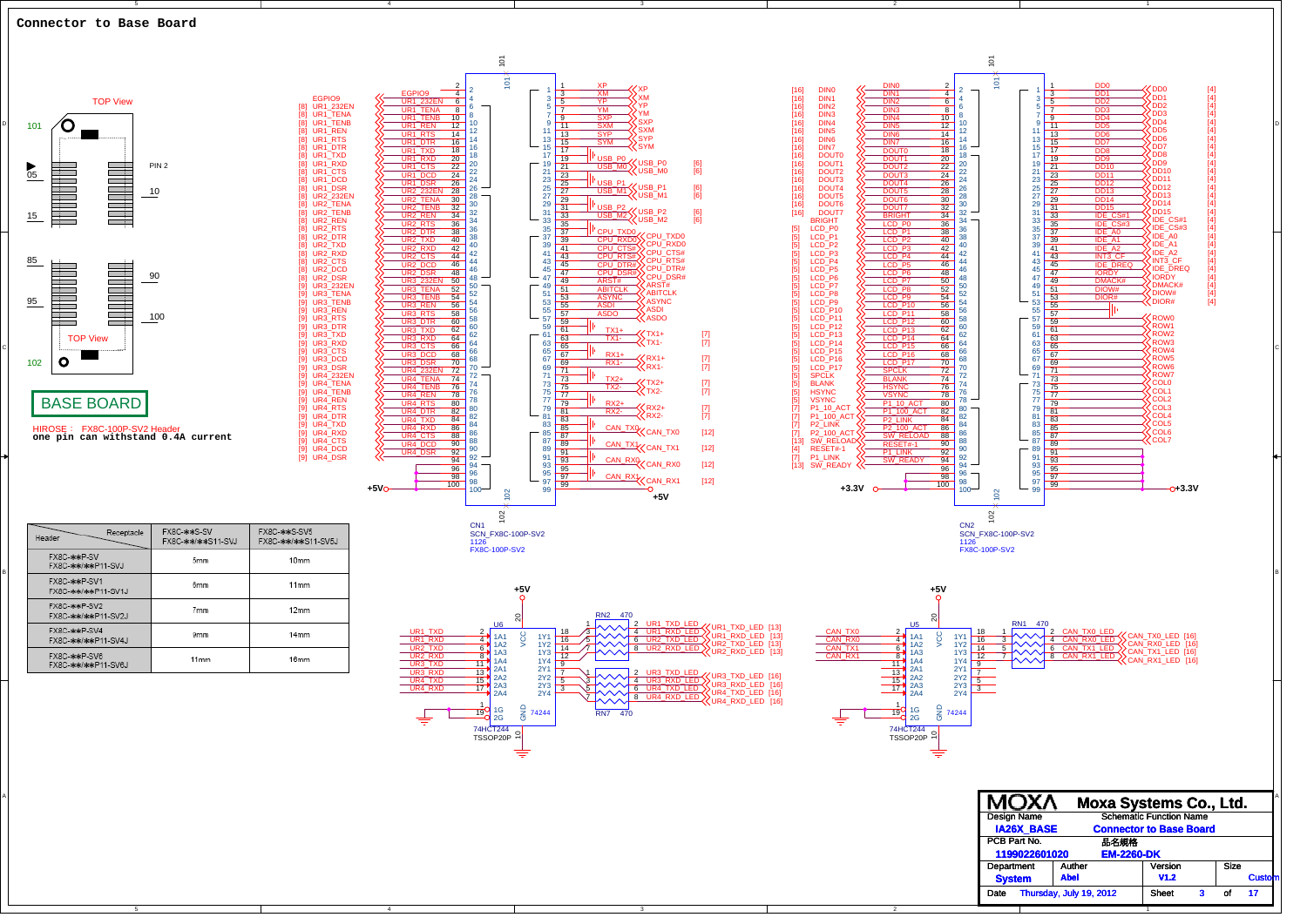# Connector to Base Board

TOP View

BASE BOARD

HIROSE : FX8C-100P-SV2 Header
one pin can withstand 0.4A current

| Header | Receptacle FX8C-**S-SV FX8C-**/**S11-SVJ | FX8C-**S-SV5 FX8C-**/**S11-SV5J |
|---|---|---|
| FX8C-**P-SV FX8C-**/**P11-SVJ | 5mm | 10mm |
| FX8C-**P-SV1 FX8C-**/**P11-SV1J | 6mm | 11mm |
| FX8C-**P-SV2 FX8C-**/**P11-SV2J | 7mm | 12mm |
| FX8C-**P-SV4 FX8C-**/**P11-SV4J | 9mm | 14mm |
| FX8C-**P-SV6 FX8C-**/**P11-SV6J | 11mm | 16mm |

CN1 SCN_FX8C-100P-SV2 1126 FX8C-100P-SV2

CN2 SCN_FX8C-100P-SV2 1126 FX8C-100P-SV2

U6 74HCT244 TSSOP20P

U5 74HCT244 TSSOP20P

| MOXA | Moxa Systems Co., Ltd. | | |
|---|---|---|---|
| Design Name: IA26X_BASE | Schematic Function Name: Connector to Base Board | | |
| PCB Part No.: 1199022601020 | 品名規格: EM-2260-DK | | |
| Department: System | Author: Abel | Version: V1.2 | Size: Custom |
| Date: Thursday, July 19, 2012 | | Sheet 3 of 17 | |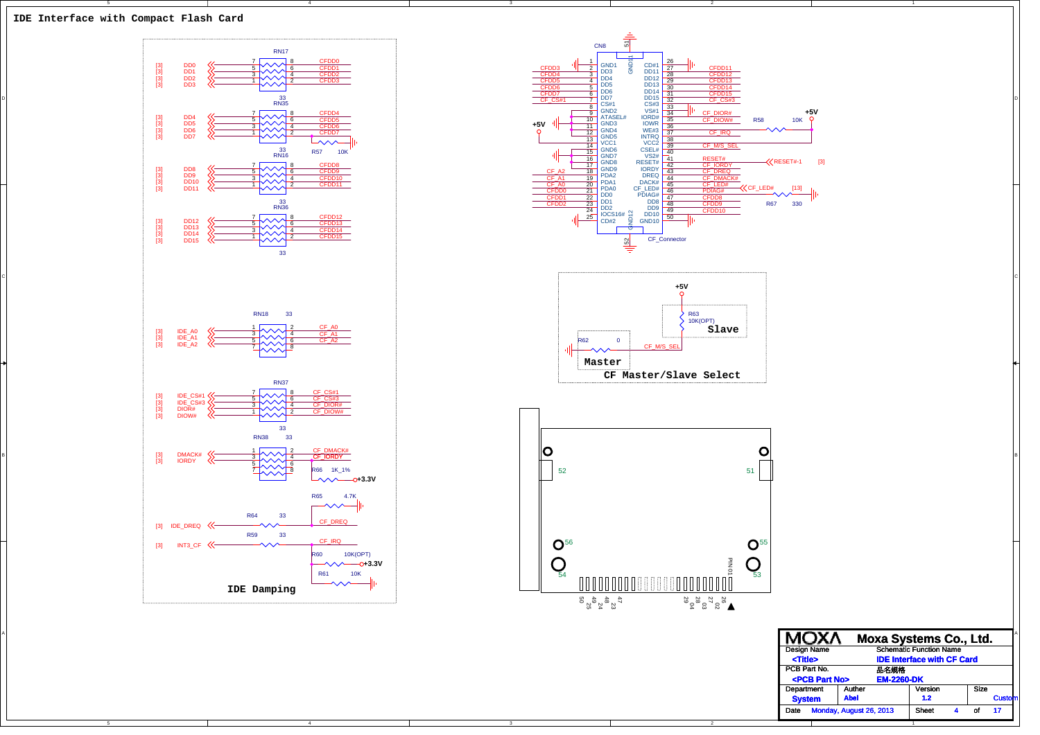# IDE Interface with Compact Flash Card

## IDE Damping

| Signal | Resistor | Output |
|---|---|---|
| DD0 | RN17 (33) | CFDD0 |
| DD1 | RN17 (33) | CFDD1 |
| DD2 | RN17 (33) | CFDD2 |
| DD3 | RN17 (33) | CFDD3 |
| DD4 | RN35 (33) | CFDD4 |
| DD5 | RN35 (33) | CFDD5 |
| DD6 | RN35 (33) | CFDD6 |
| DD7 | RN35 (33) | CFDD7 |
| DD8 | RN16 (33) | CFDD8 |
| DD9 | RN16 (33) | CFDD9 |
| DD10 | RN16 (33) | CFDD10 |
| DD11 | RN16 (33) | CFDD11 |
| DD12 | RN36 (33) | CFDD12 |
| DD13 | RN36 (33) | CFDD13 |
| DD14 | RN36 (33) | CFDD14 |
| DD15 | RN36 (33) | CFDD15 |
| IDE_A0 | RN18 (33) | CF_A0 |
| IDE_A1 | RN18 (33) | CF_A1 |
| IDE_A2 | RN18 (33) | CF_A2 |
| IDE_CS#1 | RN37 (33) | CF_CS#1 |
| IDE_CS#3 | RN37 (33) | CF_CS#3 |
| DIOR# | RN37 (33) | CF_DIOR# |
| DIOW# | RN37 (33) | CF_DIOW# |
| DMACK# | RN38 (33) | CF_DMACK# |
| IORDY | RN38 (33) | CF_IORDY |
| IDE_DREQ | R64 (33) | CF_DREQ |
| INT3_CF | R59 (33) | CF_IRQ |

R57 10K (CFDD7 to GND); R66 1K_1% (CF_IORDY to +3.3V); R65 4.7K (CF_DREQ to GND); R60 10K(OPT) (CF_IRQ to +3.3V); R61 10K (CF_IRQ to GND)

## CN8 CF_Connector

| Pin | Name | Net | Pin | Name | Net |
|---|---|---|---|---|---|
| 1 | GND1 | GND | 26 | CD#1 | GND |
| 2 | DD3 | CFDD3 | 27 | DD11 | CFDD11 |
| 3 | DD4 | CFDD4 | 28 | DD12 | CFDD12 |
| 4 | DD5 | CFDD5 | 29 | DD13 | CFDD13 |
| 5 | DD6 | CFDD6 | 30 | DD14 | CFDD14 |
| 6 | DD7 | CFDD7 | 31 | DD15 | CFDD15 |
| 7 | CS#1 | CF_CS#1 | 32 | CS#3 | CF_CS#3 |
| 8 | GND2 | | 33 | VS#1 | GND |
| 9 | ATASEL# | | 34 | IORD# | CF_DIOR# |
| 10 | GND3 | GND | 35 | IOWR | CF_DIOW# |
| 11 | GND4 | | 36 | WE#3 | +5V (R58 10K) |
| 12 | GND5 | | 37 | INTRQ | CF_IRQ |
| 13 | VCC1 | +5V | 38 | VCC2 | |
| 14 | GND6 | | 39 | CSEL# | CF_M/S_SEL |
| 15 | GND7 | GND | 40 | VS2# | |
| 16 | GND8 | | 41 | RESET# | RESET# (RESET#-1 [3]) |
| 17 | GND9 | | 42 | IORDY | CF_IORDY |
| 18 | PDA2 | CF_A2 | 43 | DREQ | CF_DREQ |
| 19 | PDA1 | CF_A1 | 44 | DACK# | CF_DMACK# |
| 20 | PDA0 | CF_A0 | 45 | CF_LED# | CF_LED# |
| 21 | DD0 | CFDD0 | 46 | PDIAG# | PDIAG# (R67 330, CF_LED# [13]) |
| 22 | DD1 | CFDD1 | 47 | DD8 | CFDD8 |
| 23 | DD2 | CFDD2 | 48 | DD9 | CFDD9 |
| 24 | IOCS16# | | 49 | DD10 | CFDD10 |
| 25 | CD#2 | GND | 50 | GND10 | GND |
| 51 | GND11 | | 52 | GND12 | |

## CF Master/Slave Select

- +5V — R63 10K(OPT) — CF_M/S_SEL: **Slave**
- GND — R62 0 — CF_M/S_SEL: **Master**

| Moxa Systems Co., Ltd. | |
|---|---|
| Design Name: <Title> | Schematic Function Name: IDE Interface with CF Card |
| PCB Part No.: <PCB Part No> | 品名規格: EM-2260-DK |
| Department: System | Auther: Abel |
| Version: 1.2 | Size: Custom |
| Date: Monday, August 26, 2013 | Sheet 4 of 17 |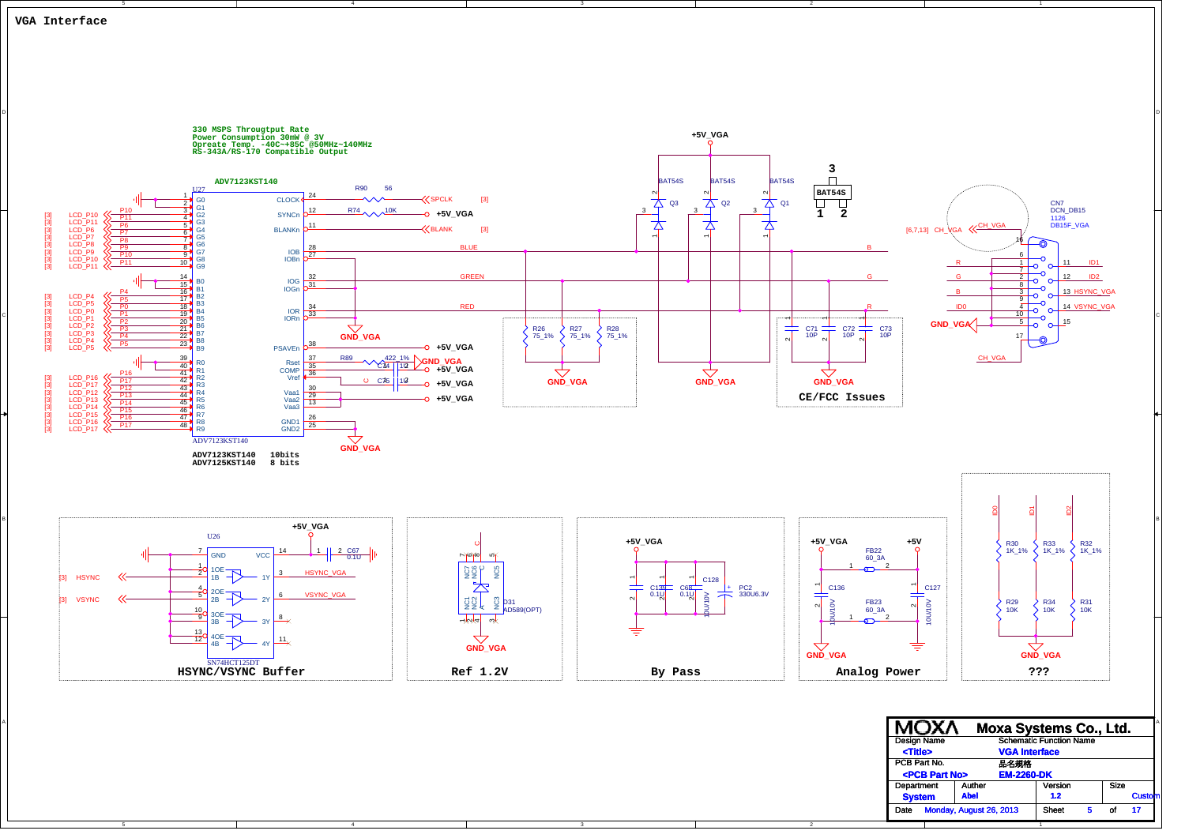# VGA Interface

**330 MSPS Througtput Rate**
**Power Consumption 30mW @ 3V**
**Opreate Temp. -40C~+85C @50MHz~140MHz**
**RS-343A/RS-170 Compatible Output**

**ADV7123KST140**

U27 — ADV7123KST140

| Signal | Pin | ADV7123 Pin | | ADV7123 Pin | Pin | Net |
|---|---|---|---|---|---|---|
| GND | 1 | G0 | | CLOCK | 24 | R90 56 → SPCLK [3] |
| GND | 2 | G1 | | SYNCn | 12 | R74 10K → +5V_VGA |
| LCD_P10 [3] (P10) | 3 | G2 | | BLANKn | 11 | BLANK [3] |
| LCD_P11 [3] (P11) | 4 | G3 | | IOB | 28 | BLUE |
| LCD_P6 [3] (P6) | 5 | G4 | | IOBn | 27 | GND_VGA |
| LCD_P7 [3] (P7) | 6 | G5 | | IOG | 32 | GREEN |
| LCD_P8 [3] (P8) | 7 | G6 | | IOGn | 31 | GND_VGA |
| LCD_P9 [3] (P9) | 8 | G7 | | IOR | 34 | RED |
| LCD_P10 [3] (P10) | 9 | G8 | | IORn | 33 | GND_VGA |
| LCD_P11 [3] (P11) | 10 | G9 | | PSAVEn | 38 | +5V_VGA |
| GND | 14 | B0 | | Rset | 37 | R89 422_1% → GND_VGA |
| GND | 15 | B1 | | COMP | 35 | C14 1U → +5V_VGA |
| LCD_P4 [3] (P4) | 16 | B2 | | Vref | 36 | C15 1U → +5V_VGA |
| LCD_P5 [3] (P5) | 17 | B3 | | Vaa1 | 30 | +5V_VGA |
| LCD_P0 [3] (P0) | 18 | B4 | | Vaa2 | 29 | +5V_VGA |
| LCD_P1 [3] (P1) | 19 | B5 | | Vaa3 | 13 | +5V_VGA |
| LCD_P2 [3] (P2) | 20 | B6 | | GND1 | 26 | GND_VGA |
| LCD_P3 [3] (P3) | 21 | B7 | | GND2 | 25 | GND_VGA |
| LCD_P4 [3] (P4) | 22 | B8 | | | | |
| LCD_P5 [3] (P5) | 23 | B9 | | | | |
| GND | 39 | R0 | | | | |
| GND | 40 | R1 | | | | |
| LCD_P16 [3] (P16) | 41 | R2 | | | | |
| LCD_P17 [3] (P17) | 42 | R3 | | | | |
| LCD_P12 [3] (P12) | 43 | R4 | | | | |
| LCD_P13 [3] (P13) | 44 | R5 | | | | |
| LCD_P14 [3] (P14) | 45 | R6 | | | | |
| LCD_P15 [3] (P15) | 46 | R7 | | | | |
| LCD_P16 [3] (P16) | 47 | R8 | | | | |
| LCD_P17 [3] (P17) | 48 | R9 | | | | |

**ADV7123KST140 10bits**
**ADV7125KST140 8 bits**

+5V_VGA — Q1, Q2, Q3: BAT54S (pins 1, 2, 3)

R26 75_1%, R27 75_1%, R28 75_1% → GND_VGA

C71 10P, C72 10P, C73 10P → GND_VGA

**CE/FCC Issues**

CN7 DCN_DB15 1126 DB15F_VGA

| Pin | Net | Pin | Net |
|---|---|---|---|
| 1 | R | 11 | ID1 |
| 2 | G | 12 | ID2 |
| 3 | B | 13 | HSYNC_VGA |
| 4 | ID0 | 14 | VSYNC_VGA |
| 5 | GND_VGA | 15 | |
| 6, 7, 8, 9, 10 | GND_VGA | 16, 17 | CH_VGA |

[6,7,13] CH_VGA

## HSYNC/VSYNC Buffer

U26 SN74HCT125DT, VCC (14) +5V_VGA, C67 0.1U, GND (7)

- [3] HSYNC → 2 (1B) → 1Y (3) → HSYNC_VGA
- [3] VSYNC → 5 (2B) → 2Y (6) → VSYNC_VGA
- 1OE (1), 2OE (4), 3OE (10), 4OE (13), 3B (9), 4B (12) → GND; 3Y (8), 4Y (11) NC

## Ref 1.2V

D31 AD589(OPT) → GND_VGA

## By Pass

+5V_VGA: C13 0.1U, C68 0.1U, C128 10U/10V, PC2 330U6.3V

## Analog Power

+5V_VGA — FB22 60_3A — +5V; C136 10U/10V, C127 10U/10V; FB23 60_3A; GND_VGA

## ???

ID0, ID1, ID2: R30 1K_1%, R33 1K_1%, R32 1K_1%; R29 10K, R34 10K, R31 10K → GND_VGA

| MOXA | Moxa Systems Co., Ltd. |
|---|---|
| Design Name: <Title> | Schematic Function Name: VGA Interface |
| PCB Part No.: <PCB Part No> | 品名規格: EM-2260-DK |
| Department: System / Auther: Abel | Version: 1.2 / Size: Custom |
| Date: Monday, August 26, 2013 | Sheet 5 of 17 |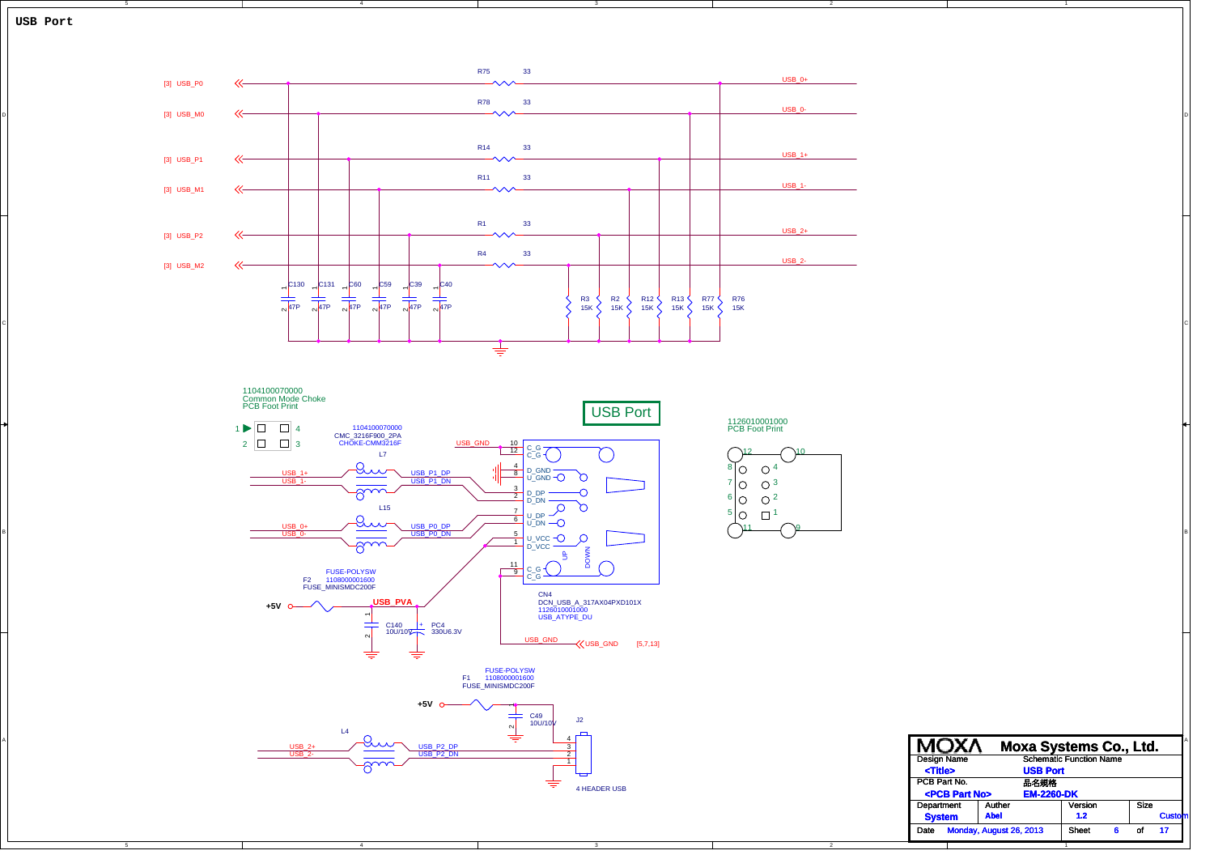# USB Port

[3] USB_P0 — R75 33 — USB_0+

[3] USB_M0 — R78 33 — USB_0-

[3] USB_P1 — R14 33 — USB_1+

[3] USB_M1 — R11 33 — USB_1-

[3] USB_P2 — R1 33 — USB_2+

[3] USB_M2 — R4 33 — USB_2-

C130 47P, C131 47P, C60 47P, C59 47P, C39 47P, C40 47P

R3 15K, R2 15K, R12 15K, R13 15K, R77 15K, R76 15K

1104100070000
Common Mode Choke
PCB Foot Print

1104100070000
CMC_3216F900_2PA
CHOKE-CMM3216F

L7

USB_1+ / USB_1- — USB_P1_DP / USB_P1_DN

L15

USB_0+ / USB_0- — USB_P0_DP / USB_P0_DN

**USB Port**

USB_GND

| Pin | Signal |
| --- | --- |
| 10 / 12 | C_G / C_G |
| 4 / 8 | D_GND / U_GND |
| 3 / 2 | D_DP / D_DN |
| 7 / 6 | U_DP / U_DN |
| 5 / 1 | U_VCC / D_VCC |
| 11 / 9 | C_G / C_G |

UP / DOWN

CN4
DCN_USB_A_317AX04PXD101X
1126010001000
USB_ATYPE_DU

1126010001000
PCB Foot Print

FUSE-POLYSW
F2 1108000001600
FUSE_MINISMDC200F

+5V — USB_PVA

C140 10U/10V, PC4 330U6.3V

USB_GND — USB_GND [5,7,13]

FUSE-POLYSW
F1 1108000001600
FUSE_MINISMDC200F

+5V

C49 10U/10V

J2

L4

USB_2+ / USB_2- — USB_P2_DP / USB_P2_DN

4 HEADER USB

| MOXA | Moxa Systems Co., Ltd. | | |
| --- | --- | --- | --- |
| Design Name: <Title> | Schematic Function Name: USB Port | | |
| PCB Part No.: <PCB Part No> | 品名規格: EM-2260-DK | | |
| Department: System | Auther: Abel | Version: 1.2 | Size: Custom |
| Date: Monday, August 26, 2013 | | Sheet 6 | of 17 |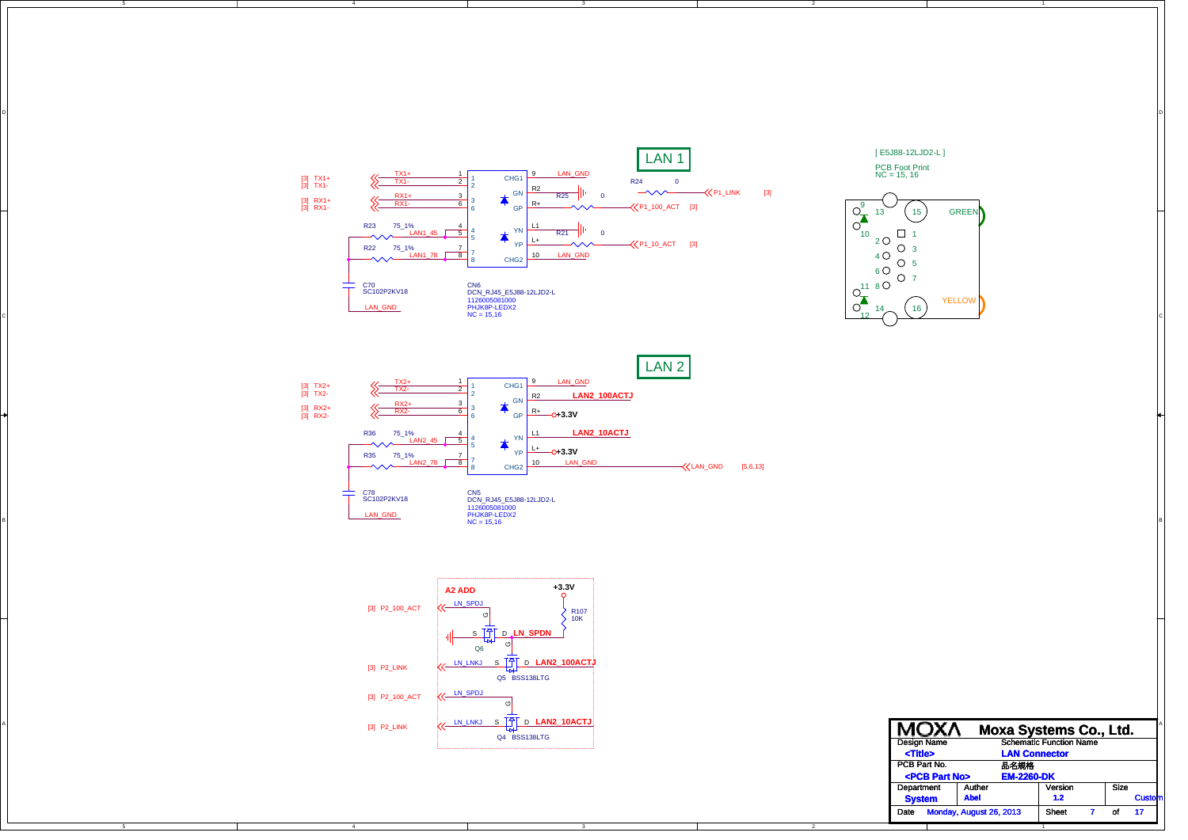## LAN 1

[3] TX1+
[3] TX1-
[3] RX1+
[3] RX1-

TX1+ — 1 — 1
TX1- — 2 — 2
RX1+ — 3 — 3
RX1- — 6 — 6

R23 75_1% LAN1_45 — 4 — 4, 5 — 5
R22 75_1% LAN1_78 — 7 — 7, 8 — 8

C70 SC102P2KV18
LAN_GND

CHG1 — 9 — LAN_GND
GN — R2 — R25 — 0
GP — R+ — P1_100_ACT [3]
R24 0 — P1_LINK [3]
YN — L1 — R21 — 0
YP — L+ — P1_10_ACT [3]
CHG2 — 10 — LAN_GND

CN6
DCN_RJ45_E5J88-12LJD2-L
1126005081000
PHJK8P-LEDX2
NC = 15,16

[ E5J88-12LJD2-L ]

PCB Foot Print
NC = 15, 16

9, 13, 15, GREEN
10, 2, 1
4, 3
6, 5
11, 8, 7
14, 16, YELLOW
12

## LAN 2

[3] TX2+
[3] TX2-
[3] RX2+
[3] RX2-

TX2+ — 1 — 1
TX2- — 2 — 2
RX2+ — 3 — 3
RX2- — 6 — 6

R36 75_1% LAN2_45 — 4 — 4, 5 — 5
R35 75_1% LAN2_78 — 7 — 7, 8 — 8

C78 SC102P2KV18
LAN_GND

CHG1 — 9 — LAN_GND
GN — R2 — **LAN2_100ACTJ**
GP — R+ — **+3.3V**
YN — L1 — **LAN2_10ACTJ**
YP — L+ — **+3.3V**
CHG2 — 10 — LAN_GND — LAN_GND [5,6,13]

CN5
DCN_RJ45_E5J88-12LJD2-L
1126005081000
PHJK8P-LEDX2
NC = 15,16

**A2 ADD**

**+3.3V**

R107 10K

[3] P2_100_ACT — LN_SPDJ — G — Q6 — S — D — **LN_SPDN**

[3] P2_LINK — LN_LNKJ — S — Q5 BSS138LTG — G — D — **LAN2_100ACTJ**

[3] P2_100_ACT — LN_SPDJ — G

[3] P2_LINK — LN_LNKJ — S — Q4 BSS138LTG — D — **LAN2_10ACTJ**

| MOXA | Moxa Systems Co., Ltd. | | |
|---|---|---|---|
| Design Name | Schematic Function Name | | |
| **<Title>** | **LAN Connector** | | |
| PCB Part No. | 品名規格 | | |
| **<PCB Part No>** | **EM-2260-DK** | | |
| Department | Auther | Version | Size |
| **System** | **Abel** | **1.2** | **Custom** |
| Date | Monday, August 26, 2013 | Sheet 7 | of 17 |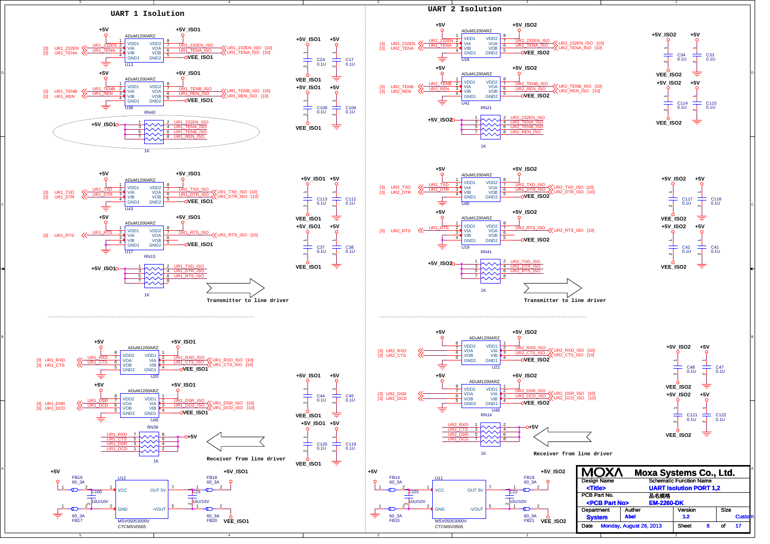# UART 1 Isolution

# UART 2 Isolution

**UART 1 — Transmitter to line driver**

| Ref | Part | Input signals (UR1) | Output signals (ISO) | Supply |
|---|---|---|---|---|
| U13 | ADuM1200ARZ | [3] UR1_232EN, [3] UR1_TENA | UR1_232EN_ISO [10], UR1_TENA_ISO [10] | +5V / +5V_ISO1, VEE_ISO1 |
| U38 | ADuM1200ARZ | [3] UR1_TENB, [3] UR1_REN | UR1_TENB_ISO [10], UR1_REN_ISO [10] | +5V / +5V_ISO1, VEE_ISO1 |
| U43 | ADuM1200ARZ | [3] UR1_TXD, [3] UR1_DTR | UR1_TXD_ISO [10], UR1_DTR_ISO [10] | +5V / +5V_ISO1, VEE_ISO1 |
| U17 | ADuM1200ARZ | [3] UR1_RTS | UR1_RTS_ISO [10] | +5V / +5V_ISO1, VEE_ISO1 |

RN40 1K (+5V_ISO1): UR1_232EN_ISO, UR1_TENA_ISO, UR1_TENB_ISO, UR1_REN_ISO

RN15 1K (+5V_ISO1): UR1_TXD_ISO, UR1_DTR_ISO, UR1_RTS_ISO

Capacitors: C24 0.1U, C17 0.1U, C109 0.1U, C106 0.1U, C113 0.1U, C112 0.1U, C37 0.1U, C38 0.1U (+5V_ISO1 / +5V, VEE_ISO1)

Transmitter to line driver

**UART 1 — Receiver from line driver**

| Ref | Part | Input signals (UR1) | Output signals (ISO) |
|---|---|---|---|
| U20 | ADuM1200ARZ | [3] UR1_RXD, [3] UR1_CTS | UR1_RXD_ISO [10], UR1_CTS_ISO [10] |
| U46 | ADuM1200ARZ | [3] UR1_DSR, [3] UR1_DCD | UR1_DSR_ISO [10], UR1_DCD_ISO [10] |

RN39 1K (+5V): UR1_RXD, UR1_CTS, UR1_DSR, UR1_DCD

Capacitors: C44 0.1U, C45 0.1U, C120 0.1U, C119 0.1U

Receiver from line driver

U12 MSV05053000V (CTCMSV0505): +5V via FB16 60_3A / FB17 60_3A, C100 10U/10V; outputs +5V_ISO1 via FB18 60_3A, VEE_ISO1 via FB20 60_3A, C23 10U/10V

**UART 2 — Transmitter to line driver**

| Ref | Part | Input signals (UR2) | Output signals (ISO) | Supply |
|---|---|---|---|---|
| U16 | ADuM1200ARZ | [3] UR2_232EN, [3] UR2_TENA | UR2_232EN_ISO [10], UR2_TENA_ISO [10] | +5V / +5V_ISO2, VEE_ISO2 |
| U42 | ADuM1200ARZ | [3] UR2_TENB, [3] UR2_REN | UR2_TENB_ISO [10], UR2_REN_ISO [10] | +5V / +5V_ISO2, VEE_ISO2 |
| U45 | ADuM1200ARZ | [3] UR2_TXD, [3] UR2_DTR | UR2_TXD_ISO [10], UR2_DTR_ISO [10] | +5V / +5V_ISO2, VEE_ISO2 |
| U19 | ADuM1200ARZ | [3] UR2_RTS | UR2_RTS_ISO [10] | +5V / +5V_ISO2, VEE_ISO2 |

RN21 1K (+5V_ISO2): UR2_232EN_ISO, UR2_TENA_ISO, UR2_TENB_ISO, UR2_REN_ISO

RN41 1K (+5V_ISO2): UR2_TXD_ISO, UR2_DTR_ISO, UR2_RTS_ISO

Capacitors: C34 0.1U, C33 0.1U, C114 0.1U, C115 0.1U, C117 0.1U, C118 0.1U, C42 0.1U, C41 0.1U

Transmitter to line driver

**UART 2 — Receiver from line driver**

| Ref | Part | Input signals (UR2) | Output signals (ISO) |
|---|---|---|---|
| U22 | ADuM1200ARZ | [3] UR2_RXD, [3] UR2_CTS | UR2_RXD_ISO [10], UR2_CTS_ISO [10] |
| U48 | ADuM1200ARZ | [3] UR2_DSR, [3] UR2_DCD | UR2_DSR_ISO [10], UR2_DCD_ISO [10] |

RN14 1K (+5V): UR2_RXD, UR2_CTS, UR2_DSR, UR2_DCD

Capacitors: C48 0.1U, C47 0.1U, C121 0.1U, C122 0.1U

Receiver from line driver

U11 MSV05053000V (CTCMSV0505): +5V via FB14 60_3A / FB15 60_3A, C101 10U/10V; outputs +5V_ISO2 via FB19 60_3A, VEE_ISO2 via FB21 60_3A, C22 10U/10V

| MOXA | Moxa Systems Co., Ltd. | | |
|---|---|---|---|
| Design Name: <Title> | Schematic Function Name: UART Isolution PORT 1,2 | | |
| PCB Part No.: <PCB Part No> | 品名規格: EM-2260-DK | | |
| Department: System | Auther: Abel | Version: 1.2 | Size: Custom |
| Date: Monday, August 26, 2013 | Sheet 8 of 17 | | |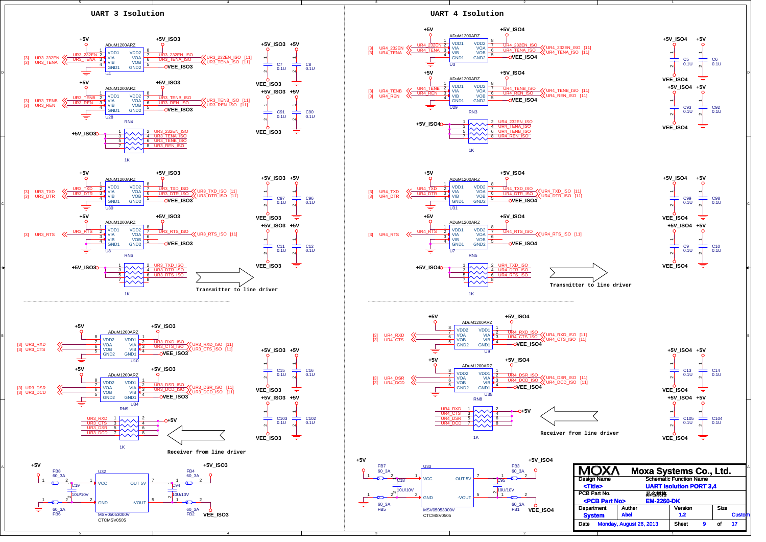# UART 3 Isolution

## UART 4 Isolution

**U4 — ADuM1200ARZ** (+5V / +5V_ISO3)
- [3] UR3_232EN → UR3_232EN_ISO [11]
- [3] UR3_TENA → UR3_TENA_ISO [11]

**U28 — ADuM1200ARZ** (+5V / +5V_ISO3)
- [3] UR3_TENB → UR3_TENB_ISO [11]
- [3] UR3_REN → UR3_REN_ISO [11]

RN4 1K (+5V_ISO3): UR3_232EN_ISO, UR3_TENA_ISO, UR3_TENB_ISO, UR3_REN_ISO

C7 0.1U, C8 0.1U, C91 0.1U, C90 0.1U (+5V_ISO3 / VEE_ISO3, +5V)

**U30 — ADuM1200ARZ** (+5V / +5V_ISO3)
- [3] UR3_TXD → UR3_TXD_ISO [11]
- [3] UR3_DTR → UR3_DTR_ISO [11]

**U8 — ADuM1200ARZ** (+5V / +5V_ISO3)
- [3] UR3_RTS → UR3_RTS_ISO [11]

RN6 1K (+5V_ISO3): UR3_TXD_ISO, UR3_DTR_ISO, UR3_RTS_ISO

C97 0.1U, C96 0.1U, C11 0.1U, C12 0.1U

Transmitter to line driver

**U10 — ADuM1200ARZ** (+5V / +5V_ISO3)
- [3] UR3_RXD ← UR3_RXD_ISO [11]
- [3] UR3_CTS ← UR3_CTS_ISO [11]

**U34 — ADuM1200ARZ** (+5V / +5V_ISO3)
- [3] UR3_DSR ← UR3_DSR_ISO [11]
- [3] UR3_DCD ← UR3_DCD_ISO [11]

RN9 1K (+5V): UR3_RXD, UR3_CTS, UR3_DSR, UR3_DCD

C15 0.1U, C16 0.1U, C103 0.1U, C102 0.1U

Receiver from line driver

**U32 — MSV05053000V / CTCMSV0505** (+5V → +5V_ISO3, VEE_ISO3)
FB8 60_3A, FB6 60_3A, FB4 60_3A, FB2 60_3A, C19 10U/10V, C94 10U/10V

**U3 — ADuM1200ARZ** (+5V / +5V_ISO4)
- [3] UR4_232EN → UR4_232EN_ISO [11]
- [3] UR4_TENA → UR4_TENA_ISO [11]

**U29 — ADuM1200ARZ** (+5V / +5V_ISO4)
- [3] UR4_TENB → UR4_TENB_ISO [11]
- [3] UR4_REN → UR4_REN_ISO [11]

RN3 1K (+5V_ISO4): UR4_232EN_ISO, UR4_TENA_ISO, UR4_TENB_ISO, UR4_REN_ISO

C5 0.1U, C6 0.1U, C93 0.1U, C92 0.1U (+5V_ISO4 / VEE_ISO4, +5V)

**U31 — ADuM1200ARZ** (+5V / +5V_ISO4)
- [3] UR4_TXD → UR4_TXD_ISO [11]
- [3] UR4_DTR → UR4_DTR_ISO [11]

**U7 — ADuM1200ARZ** (+5V / +5V_ISO4)
- [3] UR4_RTS → UR4_RTS_ISO [11]

RN5 1K (+5V_ISO4): UR4_TXD_ISO, UR4_DTR_ISO, UR4_RTS_ISO

C99 0.1U, C98 0.1U, C9 0.1U, C10 0.1U

Transmitter to line driver

**U9 — ADuM1200ARZ** (+5V / +5V_ISO4)
- [3] UR4_RXD ← UR4_RXD_ISO [11]
- [3] UR4_CTS ← UR4_CTS_ISO [11]

**U35 — ADuM1200ARZ** (+5V / +5V_ISO4)
- [3] UR4_DSR ← UR4_DSR_ISO [11]
- [3] UR4_DCD ← UR4_DCD_ISO [11]

RN8 1K (+5V): UR4_RXD, UR4_CTS, UR4_DSR, UR4_DCD

C13 0.1U, C14 0.1U, C105 0.1U, C104 0.1U

Receiver from line driver

**U33 — MSV05053000V / CTCMSV0505** (+5V → +5V_ISO4, VEE_ISO4)
FB7 60_3A, FB5 60_3A, FB3 60_3A, FB1 60_3A, C18 10U/10V, C95 10U/10V

| MOXA | Moxa Systems Co., Ltd. | | |
|---|---|---|---|
| Design Name | Schematic Function Name | | |
| <Title> | UART Isolution PORT 3,4 | | |
| PCB Part No. | 品名規格 | | |
| <PCB Part No> | EM-2260-DK | | |
| Department | Auther | Version | Size |
| System | Abel | 1.2 | Custom |
| Date | Monday, August 26, 2013 | Sheet 9 | of 17 |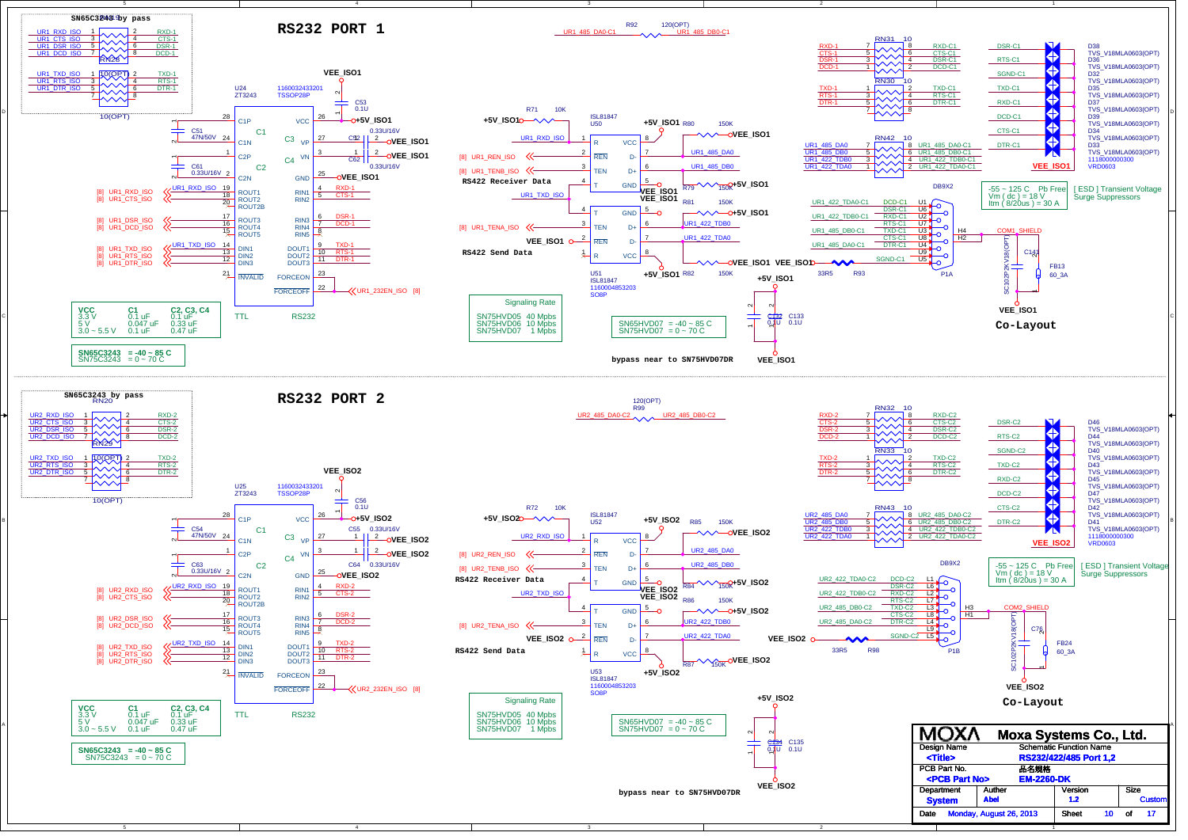# RS232 PORT 1

SN65C3243 by pass

| VCC | C1 | C2, C3, C4 |
|---|---|---|
| 3.3 V | 0.1 uF | 0.1 uF |
| 5 V | 0.047 uF | 0.33 uF |
| 3.0 ~ 5.5 V | 0.1 uF | 0.47 uF |

SN65C3243 = -40 ~ 85 C
SN75C3243 = 0 ~ 70 C

RS422 Receiver Data

RS422 Send Data

| Signaling Rate | |
|---|---|
| SN75HVD05 | 40 Mpbs |
| SN75HVD06 | 10 Mpbs |
| SN75HVD07 | 1 Mpbs |

SN65HVD07 = -40 ~ 85 C
SN75HVD07 = 0 ~ 70 C

bypass near to SN75HVD07DR

-55 ~ 125 C Pb Free
Vm ( dc ) = 18 V
Itm ( 8/20us ) = 30 A

[ ESD ] Transient Voltage Surge Suppressors

Co-Layout

# RS232 PORT 2

SN65C3243 by pass

| VCC | C1 | C2, C3, C4 |
|---|---|---|
| 3.3 V | 0.1 uF | 0.1 uF |
| 5 V | 0.047 uF | 0.33 uF |
| 3.0 ~ 5.5 V | 0.1 uF | 0.47 uF |

SN65C3243 = -40 ~ 85 C
SN75C3243 = 0 ~ 70 C

RS422 Receiver Data

RS422 Send Data

| Signaling Rate | |
|---|---|
| SN75HVD05 | 40 Mpbs |
| SN75HVD06 | 10 Mpbs |
| SN75HVD07 | 1 Mpbs |

SN65HVD07 = -40 ~ 85 C
SN75HVD07 = 0 ~ 70 C

bypass near to SN75HVD07DR

-55 ~ 125 C Pb Free
Vm ( dc ) = 18 V
Itm ( 8/20us ) = 30 A

[ ESD ] Transient Voltage Surge Suppressors

Co-Layout

| MOXA | Moxa Systems Co., Ltd. | | |
|---|---|---|---|
| Design Name: <Title> | Schematic Function Name: RS232/422/485 Port 1,2 | | |
| PCB Part No.: <PCB Part No> | 品名規格: EM-2260-DK | | |
| Department: System | Auther: Abel | Version: 1.2 | Size: Custom |
| Date: Monday, August 26, 2013 | Sheet: 10 of 17 | | |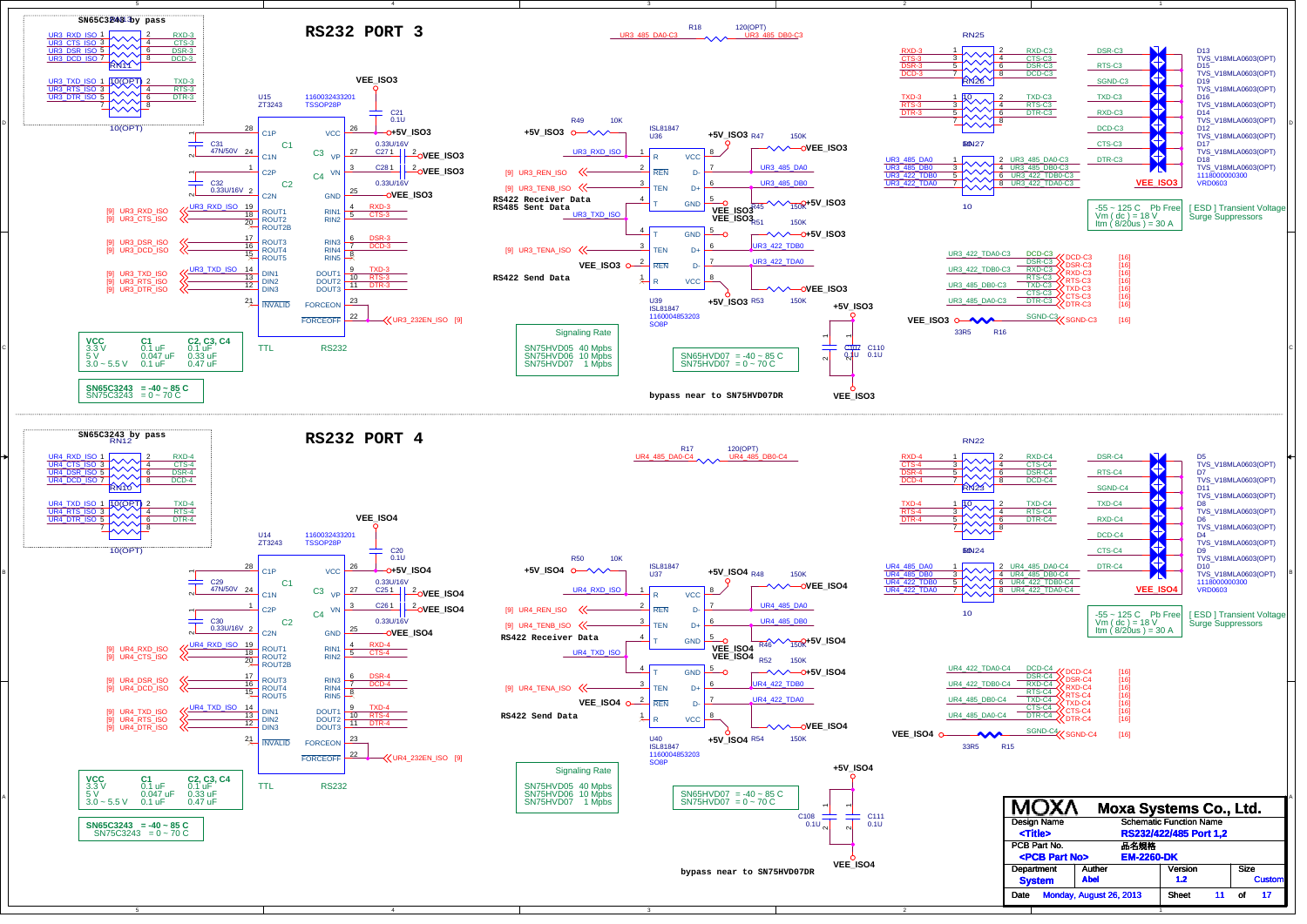# RS232 PORT 3

SN65C3243 by pass

VEE_ISO3

U15 ZT3243 — 1160032433201 TSSOP28P

| VCC | C1 | C2, C3, C4 |
|---|---|---|
| 3.3 V | 0.1 uF | 0.1 uF |
| 5 V | 0.047 uF | 0.33 uF |
| 3.0 ~ 5.5 V | 0.1 uF | 0.47 uF |

SN65C3243 = -40 ~ 85 C
SN75C3243 = 0 ~ 70 C

RS422 Receiver Data
RS485 Sent Data

RS422 Send Data

U36 ISL81847

U39 ISL81847 1160004853203 SO8P

Signaling Rate
SN75HVD05 40 Mbps
SN75HVD06 10 Mbps
SN75HVD07 1 Mbps

SN65HVD07 = -40 ~ 85 C
SN75HVD07 = 0 ~ 70 C

bypass near to SN75HVD07DR

-55 ~ 125 C Pb Free
Vm ( dc ) = 18 V
Itm ( 8/20us ) = 30 A

[ ESD ] Transient Voltage Surge Suppressors

D13, D15, D19, D16, D14, D12, D17, D18 TVS_V18MLA0603(OPT) 1118000000300 VRD0603

# RS232 PORT 4

SN65C3243 by pass

VEE_ISO4

U14 ZT3243 — 1160032433201 TSSOP28P

| VCC | C1 | C2, C3, C4 |
|---|---|---|
| 3.3 V | 0.1 uF | 0.1 uF |
| 5 V | 0.047 uF | 0.33 uF |
| 3.0 ~ 5.5 V | 0.1 uF | 0.47 uF |

SN65C3243 = -40 ~ 85 C
SN75C3243 = 0 ~ 70 C

RS422 Receiver Data

RS422 Send Data

U37 ISL81847

U40 ISL81847 1160004853203 SO8P

Signaling Rate
SN75HVD05 40 Mbps
SN75HVD06 10 Mbps
SN75HVD07 1 Mbps

SN65HVD07 = -40 ~ 85 C
SN75HVD07 = 0 ~ 70 C

bypass near to SN75HVD07DR

-55 ~ 125 C Pb Free
Vm ( dc ) = 18 V
Itm ( 8/20us ) = 30 A

[ ESD ] Transient Voltage Surge Suppressors

D5, D7, D11, D8, D6, D4, D9, D10 TVS_V18MLA0603(OPT) 1118000000300 VRD0603

| Moxa Systems Co., Ltd. | | | |
|---|---|---|---|
| Design Name: <Title> | Schematic Function Name: RS232/422/485 Port 1,2 | | |
| PCB Part No.: <PCB Part No> | 品名規格: EM-2260-DK | | |
| Department: System | Auther: Abel | Version: 1.2 | Size: Custom |
| Date: Monday, August 26, 2013 | | Sheet 11 of 17 | |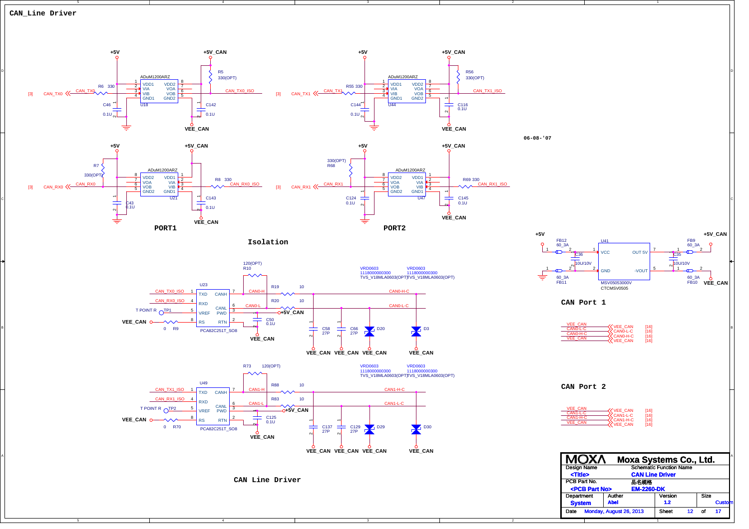# CAN_Line Driver

## Isolation

### PORT1

- U18 ADuM1200ARZ: +5V, +5V_CAN, R6 330, CAN_TX0 [3], CAN_TX0_ISO, R5 330(OPT), C46 0.1U, C142 0.1U, VEE_CAN
- U21 ADuM1200ARZ: +5V, +5V_CAN, R7 330(OPT), CAN_RX0 [3], R8 330, CAN_RX0_ISO, C43 0.1U, C143 0.1U, VEE_CAN

### PORT2

- U44 ADuM1200ARZ: +5V, +5V_CAN, R55 330, CAN_TX1 [3], CAN_TX1_ISO, R56 330(OPT), C144 0.1U, C116 0.1U, VEE_CAN
- U47 ADuM1200ARZ: +5V, +5V_CAN, R68 330(OPT), CAN_RX1 [3], R69 330, CAN_RX1_ISO, C124 0.1U, C145 0.1U, VEE_CAN

06-08-'07

## CAN Line Driver

- U23 PCA82C251T_SO8: CAN_TX0_ISO (TXD), CAN_RX0_ISO (RXD), T POINT R TP1 (VREF), VEE_CAN R9 0 (RS), CANH → CAN0-H → R19 10 → CAN0-H-C, CANL → CAN0-L → R20 10 → CAN0-L-C, R10 120(OPT), PWD +5V_CAN, C50 0.1U, C58 27P, C66 27P, D20 VRD0603 1118000000300 TVS_V18MLA0603(OPT), D3 VRD0603 1118000000300 TVS_V18MLA0603(OPT), VEE_CAN
- U49 PCA82C251T_SO8: CAN_TX1_ISO (TXD), CAN_RX1_ISO (RXD), T POINT R TP2 (VREF), VEE_CAN R70 0 (RS), CANH → CAN1-H → R88 10 → CAN1-H-C, CANL → CAN1-L → R83 10 → CAN1-L-C, R73 120(OPT), PWD +5V_CAN, C125 0.1U, C137 27P, C129 27P, D29 VRD0603 1118000000300 TVS_V18MLA0603(OPT), D30 VRD0603 1118000000300 TVS_V18MLA0603(OPT), VEE_CAN

## Power

- U41 MSV05053000V CTCMSV0505: +5V → FB12 60_3A → VCC; GND → FB11 60_3A; OUT 5V → FB9 60_3A → +5V_CAN; -VOUT → FB10 60_3A → VEE_CAN; C36 10U/10V, C35 10U/10V

## CAN Port 1

- VEE_CAN [16]
- CAN0-L-C [16]
- CAN0-H-C [16]
- VEE_CAN [16]

## CAN Port 2

- VEE_CAN [16]
- CAN1-L-C [16]
- CAN1-H-C [16]
- VEE_CAN [16]

| MOXA | Moxa Systems Co., Ltd. | | |
|---|---|---|---|
| Design Name: <Title> | Schematic Function Name: CAN Line Driver | | |
| PCB Part No.: <PCB Part No> | 品名規格: EM-2260-DK | | |
| Department: System | Auther: Abel | Version: 1.2 | Size: Custom |
| Date: Monday, August 26, 2013 | | Sheet 12 of 17 | |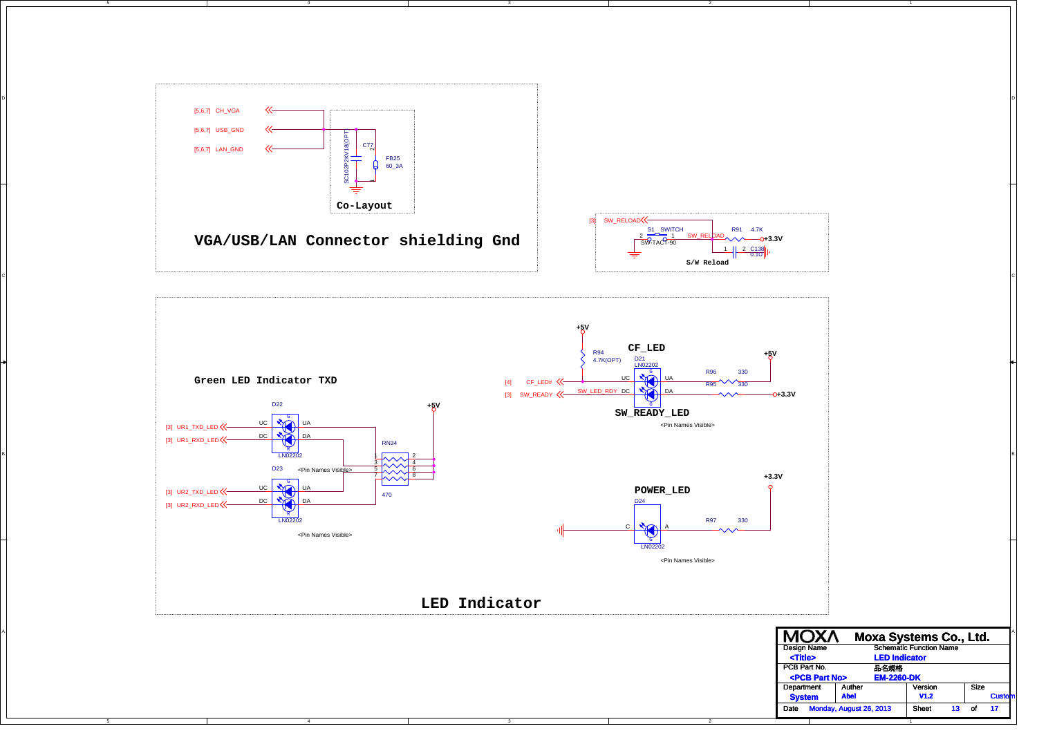## VGA/USB/LAN Connector shielding Gnd

[5,6,7] CH_VGA

[5,6,7] USB_GND

[5,6,7] LAN_GND

C77 SC102P2KV18(OPT)

FB25 60_3A

Co-Layout

## S/W Reload

[3] SW_RELOAD

S1 SWITCH SW-TACT-90

SW_RELOAD

R91 4.7K

+3.3V

C138 0.1U

## LED Indicator

### Green LED Indicator TXD

D22 LN02202

[3] UR1_TXD_LED

[3] UR1_RXD_LED

D23 LN02202

[3] UR2_TXD_LED

[3] UR2_RXD_LED

<Pin Names Visible>

RN34 470

+5V

### CF_LED

+5V

R94 4.7K(OPT)

D21 LN02202

[4] CF_LED#

[3] SW_READY

SW_LED_RDY

R96 330

R95 330

+5V

+3.3V

### SW_READY_LED

<Pin Names Visible>

### POWER_LED

D24 LN02202

R97 330

+3.3V

<Pin Names Visible>

| MOXA | Moxa Systems Co., Ltd. | | |
|---|---|---|---|
| Design Name <Title> | Schematic Function Name LED Indicator | | |
| PCB Part No. <PCB Part No> | 品名規格 EM-2260-DK | | |
| Department System | Auther Abel | Version V1.2 | Size Custom |
| Date Monday, August 26, 2013 | | Sheet 13 of 17 | |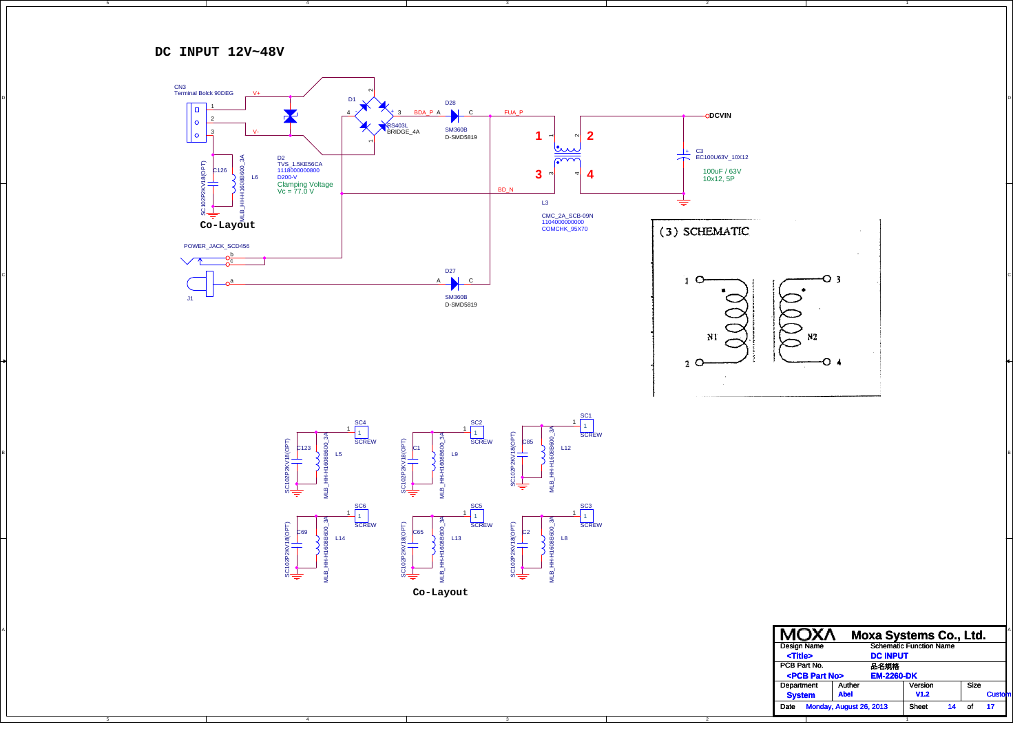# DC INPUT 12V~48V

CN3
Terminal Bolck 90DEG

V+

V-

D1
RS403L
BRIDGE_4A

D28
SM360B
D-SMD5819

BDA_P

FUA_P

DCVIN

D2
TVS_1.5KE56CA
1118000000800
D200-V
Clamping Voltage
Vc = 77.0 V

C126
SC102P2KV18(OPT)

L6
MLB_HH-H1608B600_3A

Co-Layout

BD_N

L3
CMC_2A_SCB-09N
1104000000000
COMCHK_95X70

C3
EC100U63V_10X12
100uF / 63V
10x12, 5P

POWER_JACK_SCD456

J1

D27
SM360B
D-SMD5819

(3) SCHEMATIC

N1

N2

SC4 SCREW — C123 SC102P2KV18(OPT), L5 MLB_HH-H1608B600_3A

SC2 SCREW — C1 SC102P2KV18(OPT), L9 MLB_HH-H1608B600_3A

SC1 SCREW — C85 SC102P2KV18(OPT), L12 MLB_HH-H1608B600_3A

SC6 SCREW — C69 SC102P2KV18(OPT), L14 MLB_HH-H1608B600_3A

SC5 SCREW — C65 SC102P2KV18(OPT), L13 MLB_HH-H1608B600_3A

SC3 SCREW — C2 SC102P2KV18(OPT), L8 MLB_HH-H1608B600_3A

Co-Layout

| MOXA | Moxa Systems Co., Ltd. | | |
|---|---|---|---|
| Design Name | Schematic Function Name | | |
| <Title> | DC INPUT | | |
| PCB Part No. | 品名规格 | | |
| <PCB Part No> | EM-2260-DK | | |
| Department | Auther | Version | Size |
| System | Abel | V1.2 | Custom |
| Date | Monday, August 26, 2013 | Sheet 14 of 17 | |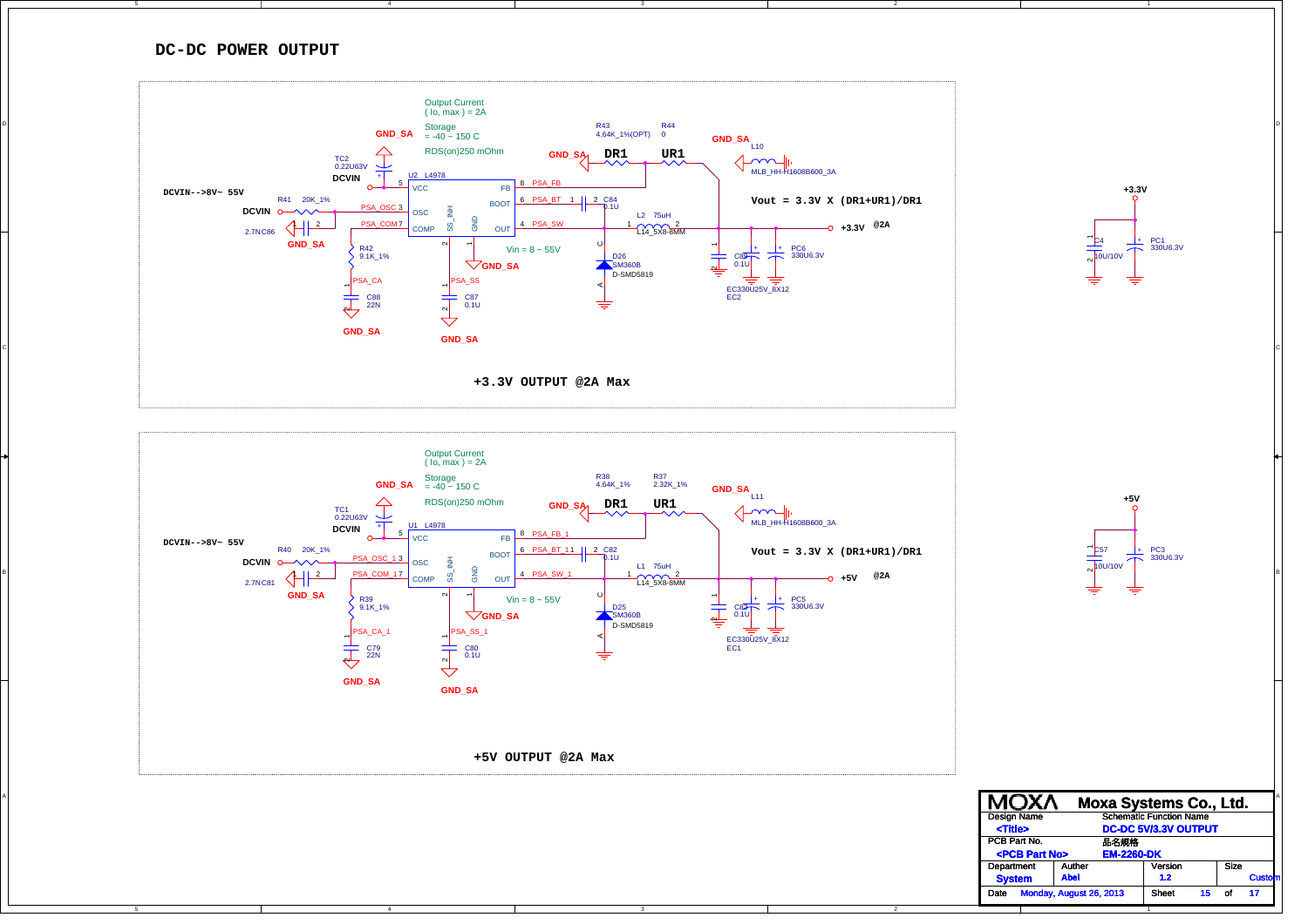# DC-DC POWER OUTPUT

## +3.3V OUTPUT @2A Max

Output Current
( Io, max ) = 2A

Storage
= -40 ~ 150 C

RDS(on)250 mOhm

DCVIN-->8V~ 55V

Vin = 8 ~ 55V

Vout = 3.3V X (DR1+UR1)/DR1

+3.3V @2A

U2 L4978: 5 VCC, 3 OSC, 7 COMP, SS_INH, GND, 8 FB, 6 BOOT, 4 OUT

TC2 0.22U63V, R41 20K_1%, C86 2.7N, R42 9.1K_1%, C88 22N, C87 0.1U, C84 0.1U, R43 4.64K_1%(OPT), R44 0, L2 75uH L14_5X8-8MM, D26 SM360B D-SMD5819, L10 MLB_HH-H1608B600_3A, C89 0.1U, PC6 330U6.3V, EC2 EC330U25V_8X12

Nets: DCVIN, GND_SA, PSA_OSC, PSA_COM, PSA_CA, PSA_SS, PSA_FB, PSA_BT, PSA_SW, DR1, UR1

C4 10U/10V, PC1 330U6.3V (+3.3V)

## +5V OUTPUT @2A Max

Output Current
( Io, max ) = 2A

Storage
= -40 ~ 150 C

RDS(on)250 mOhm

DCVIN-->8V~ 55V

Vin = 8 ~ 55V

Vout = 3.3V X (DR1+UR1)/DR1

+5V @2A

U1 L4978: 5 VCC, 3 OSC, 7 COMP, SS_INH, GND, 8 FB, 6 BOOT, 4 OUT

TC1 0.22U63V, R40 20K_1%, C81 2.7N, R39 9.1K_1%, C79 22N, C80 0.1U, C82 0.1U, R38 4.64K_1%, R37 2.32K_1%, L1 75uH L14_5X8-8MM, D25 SM360B D-SMD5819, L11 MLB_HH-H1608B600_3A, C83 0.1U, PC5 330U6.3V, EC1 EC330U25V_8X12

Nets: DCVIN, GND_SA, PSA_OSC_1, PSA_COM_1, PSA_CA_1, PSA_SS_1, PSA_FB_1, PSA_BT_1, PSA_SW_1, DR1, UR1

C57 10U/10V, PC3 330U6.3V (+5V)

| MOXA | Moxa Systems Co., Ltd. | | |
|---|---|---|---|
| Design Name | Schematic Function Name | | |
| <Title> | DC-DC 5V/3.3V OUTPUT | | |
| PCB Part No. | 品名規格 | | |
| <PCB Part No> | EM-2260-DK | | |
| Department | Auther | Version | Size |
| System | Abel | 1.2 | Custom |
| Date | Monday, August 26, 2013 | Sheet 15 of 17 | |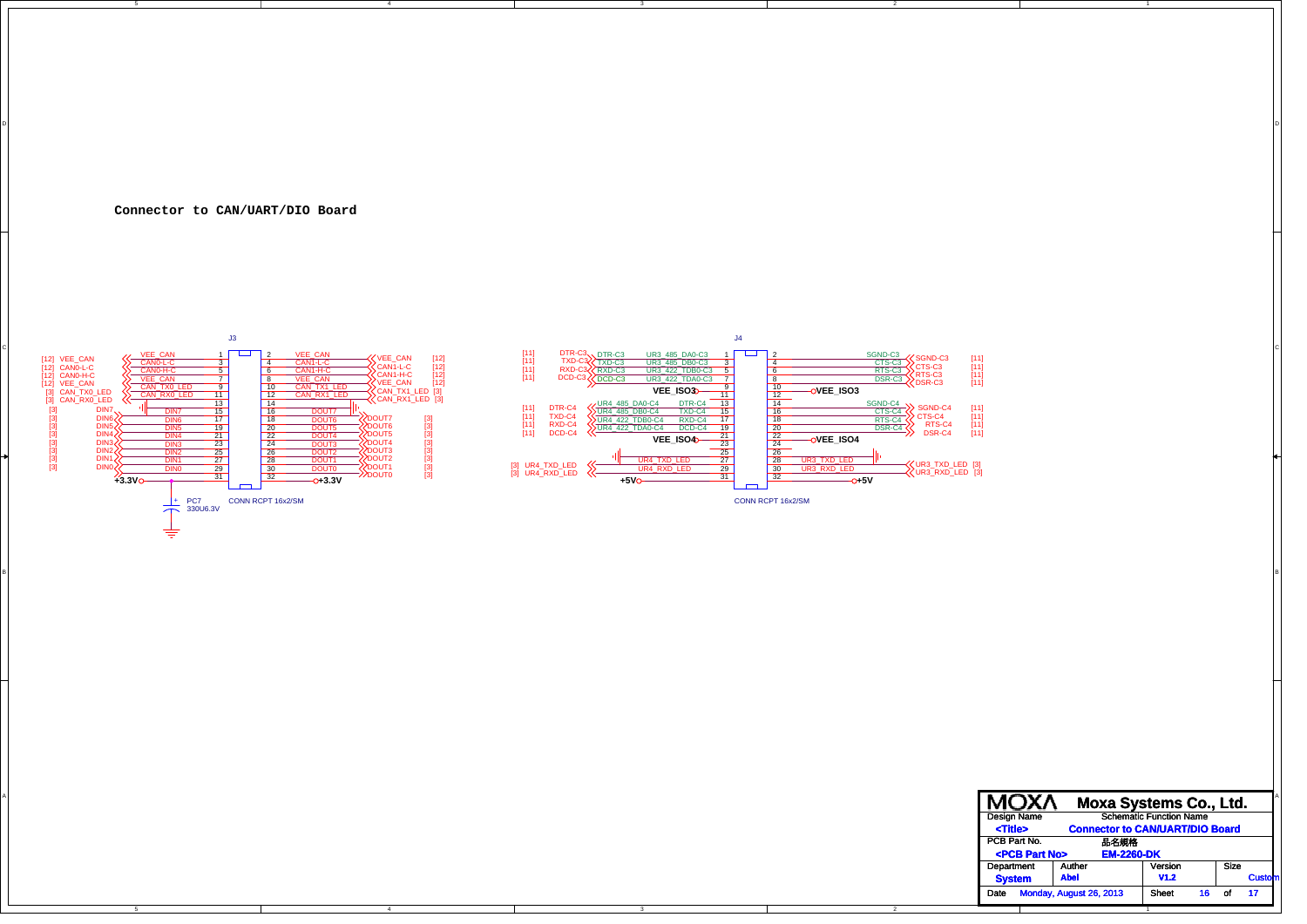# Connector to CAN/UART/DIO Board

J3

[12] VEE_CAN
[12] CAN0-L-C
[12] CAN0-H-C
[12] VEE_CAN
[3] CAN_TX0_LED
[3] CAN_RX0_LED

| Signal | Pin | Pin | Signal |
|---|---|---|---|
| VEE_CAN | 1 | 2 | VEE_CAN |
| CAN0-L-C | 3 | 4 | CAN1-L-C |
| CAN0-H-C | 5 | 6 | CAN1-H-C |
| VEE_CAN | 7 | 8 | VEE_CAN |
| CAN_TX0_LED | 9 | 10 | CAN_TX1_LED |
| CAN_RX0_LED | 11 | 12 | CAN_RX1_LED |
| | 13 | 14 | |
| DIN7 | 15 | 16 | DOUT7 |
| DIN6 | 17 | 18 | DOUT6 |
| DIN5 | 19 | 20 | DOUT5 |
| DIN4 | 21 | 22 | DOUT4 |
| DIN3 | 23 | 24 | DOUT3 |
| DIN2 | 25 | 26 | DOUT2 |
| DIN1 | 27 | 28 | DOUT1 |
| DIN0 | 29 | 30 | DOUT0 |
| +3.3V | 31 | 32 | +3.3V |

VEE_CAN [12]
CAN1-L-C [12]
CAN1-H-C [12]
VEE_CAN [12]
CAN_TX1_LED [3]
CAN_RX1_LED [3]

PC7 330U6.3V

CONN RCPT 16x2/SM

J4

| Signal | Pin | Pin | Signal |
|---|---|---|---|
| UR3_485_DA0-C3 | 1 | 2 | SGND-C3 |
| UR3_485_DB0-C3 | 3 | 4 | CTS-C3 |
| UR3_422_TDB0-C3 | 5 | 6 | RTS-C3 |
| UR3_422_TDA0-C3 | 7 | 8 | DSR-C3 |
| VEE_ISO3 | 9 | 10 | VEE_ISO3 |
| | 11 | 12 | |
| DTR-C4 | 13 | 14 | SGND-C4 |
| TXD-C4 | 15 | 16 | CTS-C4 |
| RXD-C4 | 17 | 18 | RTS-C4 |
| DCD-C4 | 19 | 20 | DSR-C4 |
| VEE_ISO4 | 21 | 22 | VEE_ISO4 |
| | 23 | 24 | |
| | 25 | 26 | |
| UR4_TXD_LED | 27 | 28 | UR3_TXD_LED |
| UR4_RXD_LED | 29 | 30 | UR3_RXD_LED |
| +5V | 31 | 32 | +5V |

[11] DTR-C3 / TXD-C3 / RXD-C3 / DCD-C3
[11] DTR-C4 / TXD-C4 / RXD-C4 / DCD-C4 (UR4_485_DA0-C4, UR4_485_DB0-C4, UR4_422_TDB0-C4, UR4_422_TDA0-C4)
[3] UR4_TXD_LED
[3] UR4_RXD_LED
SGND-C3 [11], CTS-C3 [11], RTS-C3 [11], DSR-C3 [11]
SGND-C4 [11], CTS-C4 [11], RTS-C4 [11], DSR-C4 [11]
UR3_TXD_LED [3]
UR3_RXD_LED [3]

CONN RCPT 16x2/SM

| | | | |
|---|---|---|---|
| MOXA | Moxa Systems Co., Ltd. | | |
| Design Name: <Title> | Schematic Function Name: Connector to CAN/UART/DIO Board | | |
| PCB Part No.: <PCB Part No> | 品名規格: EM-2260-DK | | |
| Department: System | Auther: Abel | Version: V1.2 | Size: Custom |
| Date: Monday, August 26, 2013 | | Sheet 16 of 17 | |